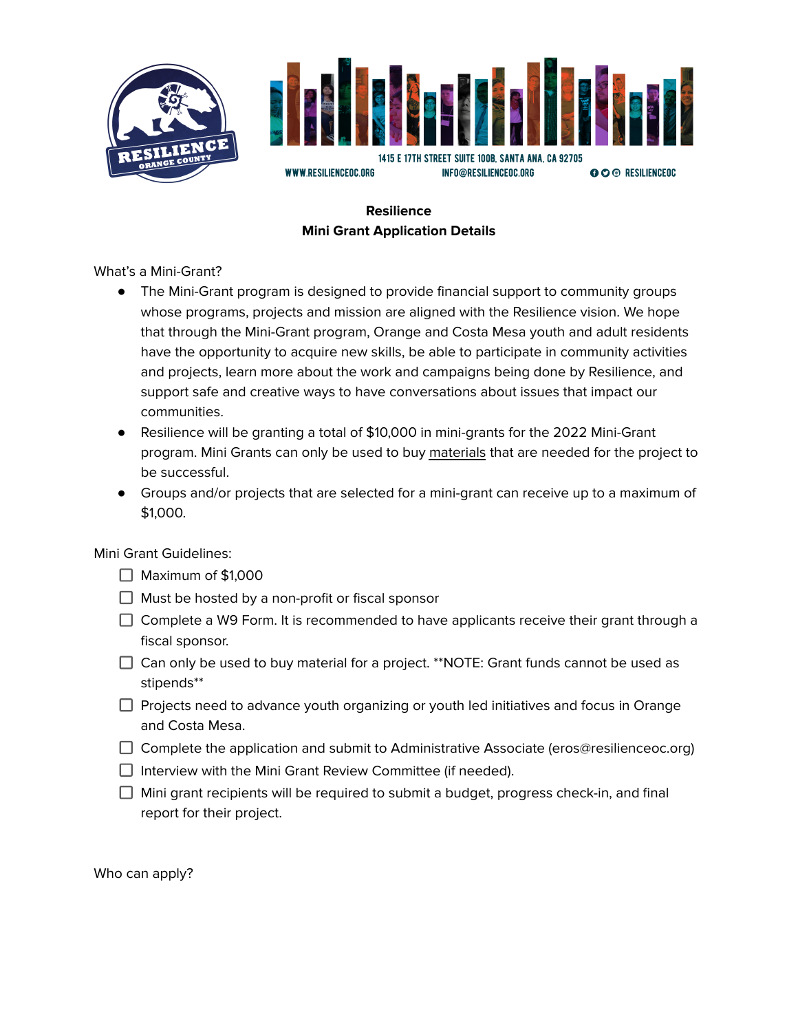1415 E 17TH STREET SUITE 100B, SANTA ANA, CA 92705
WWW.RESILIENCEOC.ORG INFO@RESILIENCEOC.ORG RESILIENCEOC

**Resilience**
**Mini Grant Application Details**

What's a Mini-Grant?

- The Mini-Grant program is designed to provide financial support to community groups whose programs, projects and mission are aligned with the Resilience vision. We hope that through the Mini-Grant program, Orange and Costa Mesa youth and adult residents have the opportunity to acquire new skills, be able to participate in community activities and projects, learn more about the work and campaigns being done by Resilience, and support safe and creative ways to have conversations about issues that impact our communities.
- Resilience will be granting a total of $10,000 in mini-grants for the 2022 Mini-Grant program. Mini Grants can only be used to buy materials that are needed for the project to be successful.
- Groups and/or projects that are selected for a mini-grant can receive up to a maximum of $1,000.

Mini Grant Guidelines:

- [ ] Maximum of $1,000
- [ ] Must be hosted by a non-profit or fiscal sponsor
- [ ] Complete a W9 Form. It is recommended to have applicants receive their grant through a fiscal sponsor.
- [ ] Can only be used to buy material for a project. **NOTE: Grant funds cannot be used as stipends**
- [ ] Projects need to advance youth organizing or youth led initiatives and focus in Orange and Costa Mesa.
- [ ] Complete the application and submit to Administrative Associate (eros@resilienceoc.org)
- [ ] Interview with the Mini Grant Review Committee (if needed).
- [ ] Mini grant recipients will be required to submit a budget, progress check-in, and final report for their project.

Who can apply?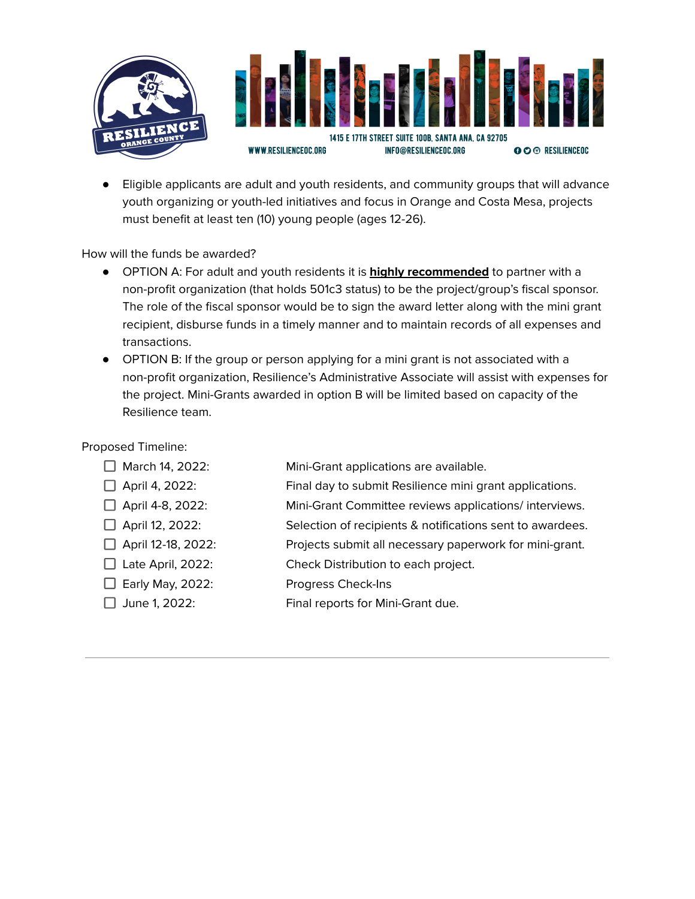- Eligible applicants are adult and youth residents, and community groups that will advance youth organizing or youth-led initiatives and focus in Orange and Costa Mesa, projects must benefit at least ten (10) young people (ages 12-26).

How will the funds be awarded?

- OPTION A: For adult and youth residents it is **highly recommended** to partner with a non-profit organization (that holds 501c3 status) to be the project/group's fiscal sponsor. The role of the fiscal sponsor would be to sign the award letter along with the mini grant recipient, disburse funds in a timely manner and to maintain records of all expenses and transactions.
- OPTION B: If the group or person applying for a mini grant is not associated with a non-profit organization, Resilience's Administrative Associate will assist with expenses for the project. Mini-Grants awarded in option B will be limited based on capacity of the Resilience team.

Proposed Timeline:

- [ ] March 14, 2022: Mini-Grant applications are available.
- [ ] April 4, 2022: Final day to submit Resilience mini grant applications.
- [ ] April 4-8, 2022: Mini-Grant Committee reviews applications/ interviews.
- [ ] April 12, 2022: Selection of recipients & notifications sent to awardees.
- [ ] April 12-18, 2022: Projects submit all necessary paperwork for mini-grant.
- [ ] Late April, 2022: Check Distribution to each project.
- [ ] Early May, 2022: Progress Check-Ins
- [ ] June 1, 2022: Final reports for Mini-Grant due.

---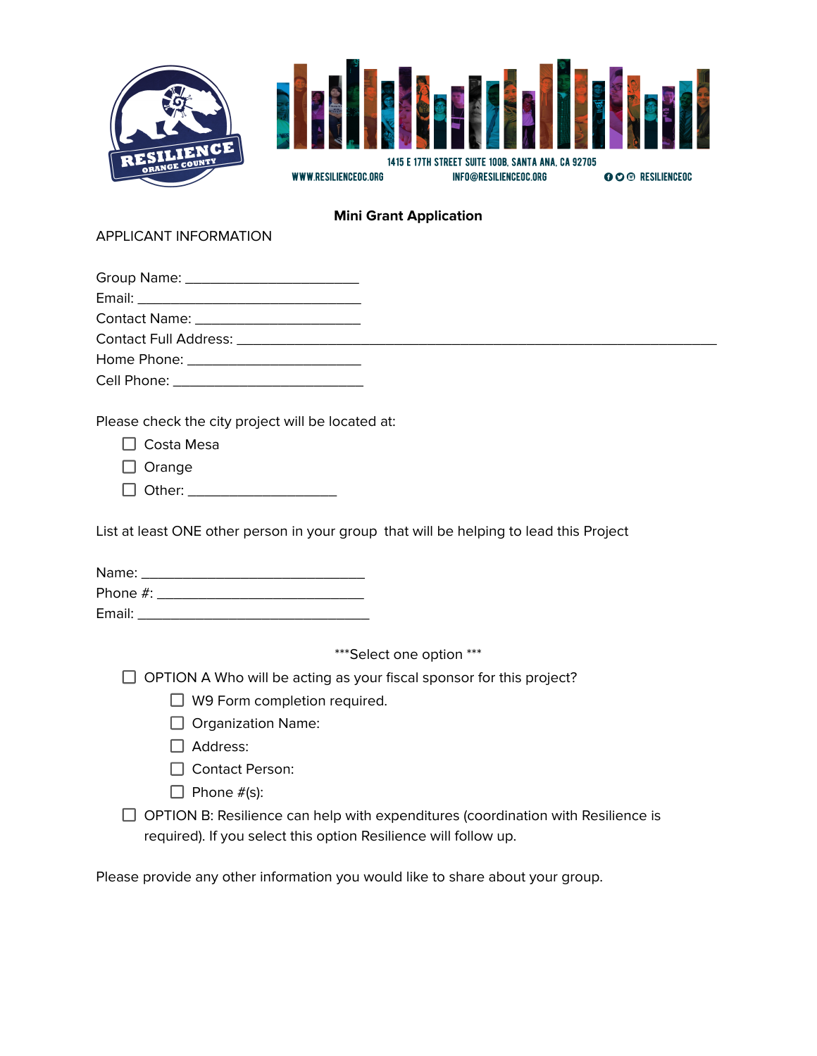RESILIENCE ORANGE COUNTY

1415 E 17TH STREET SUITE 100B, SANTA ANA, CA 92705

WWW.RESILIENCEOC.ORG INFO@RESILIENCEOC.ORG RESILIENCEOC

**Mini Grant Application**

APPLICANT INFORMATION

Group Name: ______________________

Email: _____________________________

Contact Name: _____________________

Contact Full Address: ______________________________________________________________

Home Phone: ______________________

Cell Phone: ________________________

Please check the city project will be located at:

- ☐ Costa Mesa
- ☐ Orange
- ☐ Other: ___________________

List at least ONE other person in your group that will be helping to lead this Project

Name: _____________________________

Phone #: ___________________________

Email: ______________________________

\*\*\*Select one option \*\*\*

- ☐ OPTION A Who will be acting as your fiscal sponsor for this project?
  - ☐ W9 Form completion required.
  - ☐ Organization Name:
  - ☐ Address:
  - ☐ Contact Person:
  - ☐ Phone #(s):
- ☐ OPTION B: Resilience can help with expenditures (coordination with Resilience is required). If you select this option Resilience will follow up.

Please provide any other information you would like to share about your group.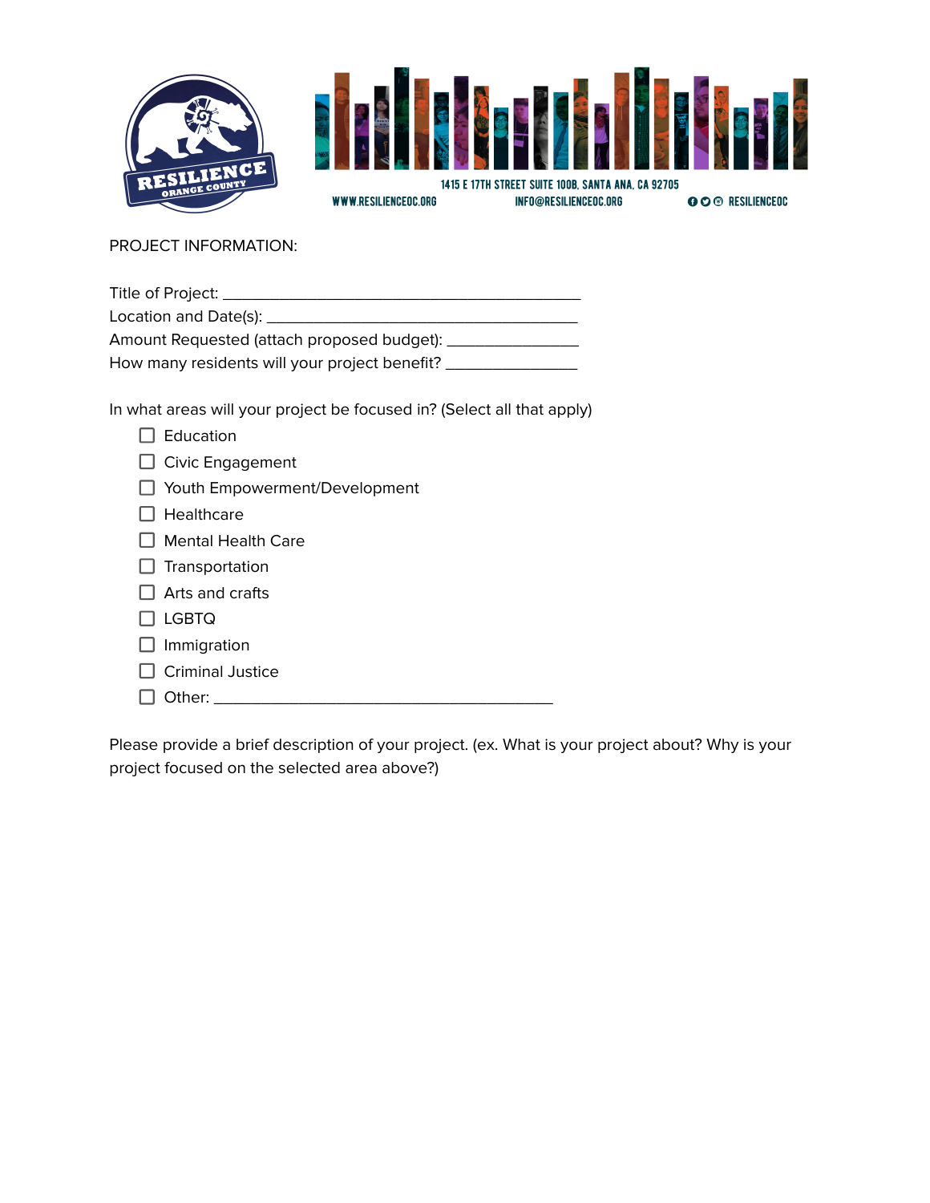1415 E 17TH STREET SUITE 100B, SANTA ANA, CA 92705

WWW.RESILIENCEOC.ORG INFO@RESILIENCEOC.ORG RESILIENCEOC

PROJECT INFORMATION:

Title of Project: ___________________________________________

Location and Date(s): ________________________________________

Amount Requested (attach proposed budget): _______________

How many residents will your project benefit? _______________

In what areas will your project be focused in? (Select all that apply)

- ☐ Education
- ☐ Civic Engagement
- ☐ Youth Empowerment/Development
- ☐ Healthcare
- ☐ Mental Health Care
- ☐ Transportation
- ☐ Arts and crafts
- ☐ LGBTQ
- ☐ Immigration
- ☐ Criminal Justice
- ☐ Other: ________________________________________

Please provide a brief description of your project. (ex. What is your project about? Why is your project focused on the selected area above?)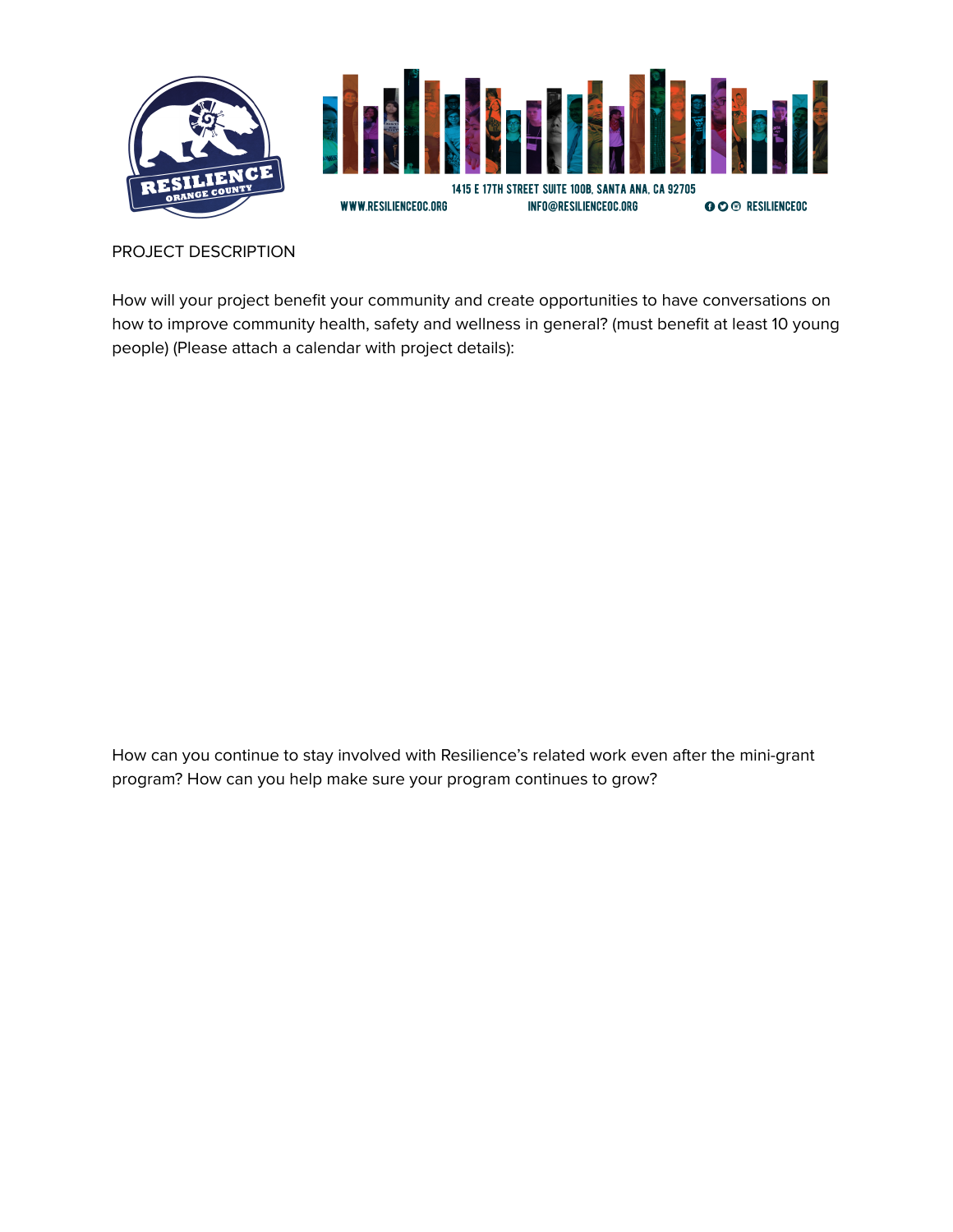PROJECT DESCRIPTION

How will your project benefit your community and create opportunities to have conversations on how to improve community health, safety and wellness in general? (must benefit at least 10 young people) (Please attach a calendar with project details):

How can you continue to stay involved with Resilience's related work even after the mini-grant program? How can you help make sure your program continues to grow?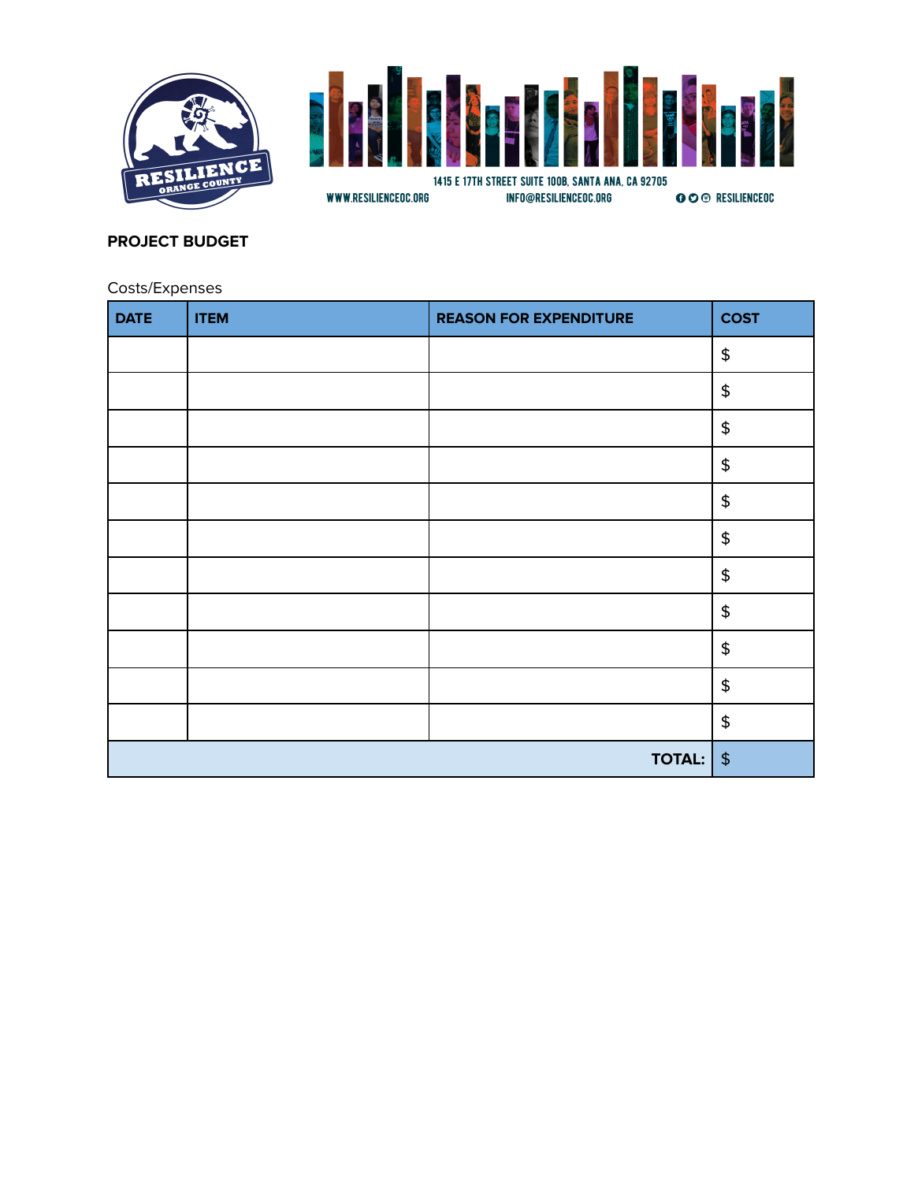1415 E 17TH STREET SUITE 100B, SANTA ANA, CA 92705

WWW.RESILIENCEOC.ORG INFO@RESILIENCEOC.ORG RESILIENCEOC

**PROJECT BUDGET**

Costs/Expenses

| DATE | ITEM | REASON FOR EXPENDITURE | COST |
|---|---|---|---|
| | | | $ |
| | | | $ |
| | | | $ |
| | | | $ |
| | | | $ |
| | | | $ |
| | | | $ |
| | | | $ |
| | | | $ |
| | | | $ |
| | | | $ |
| | | **TOTAL:** | $ |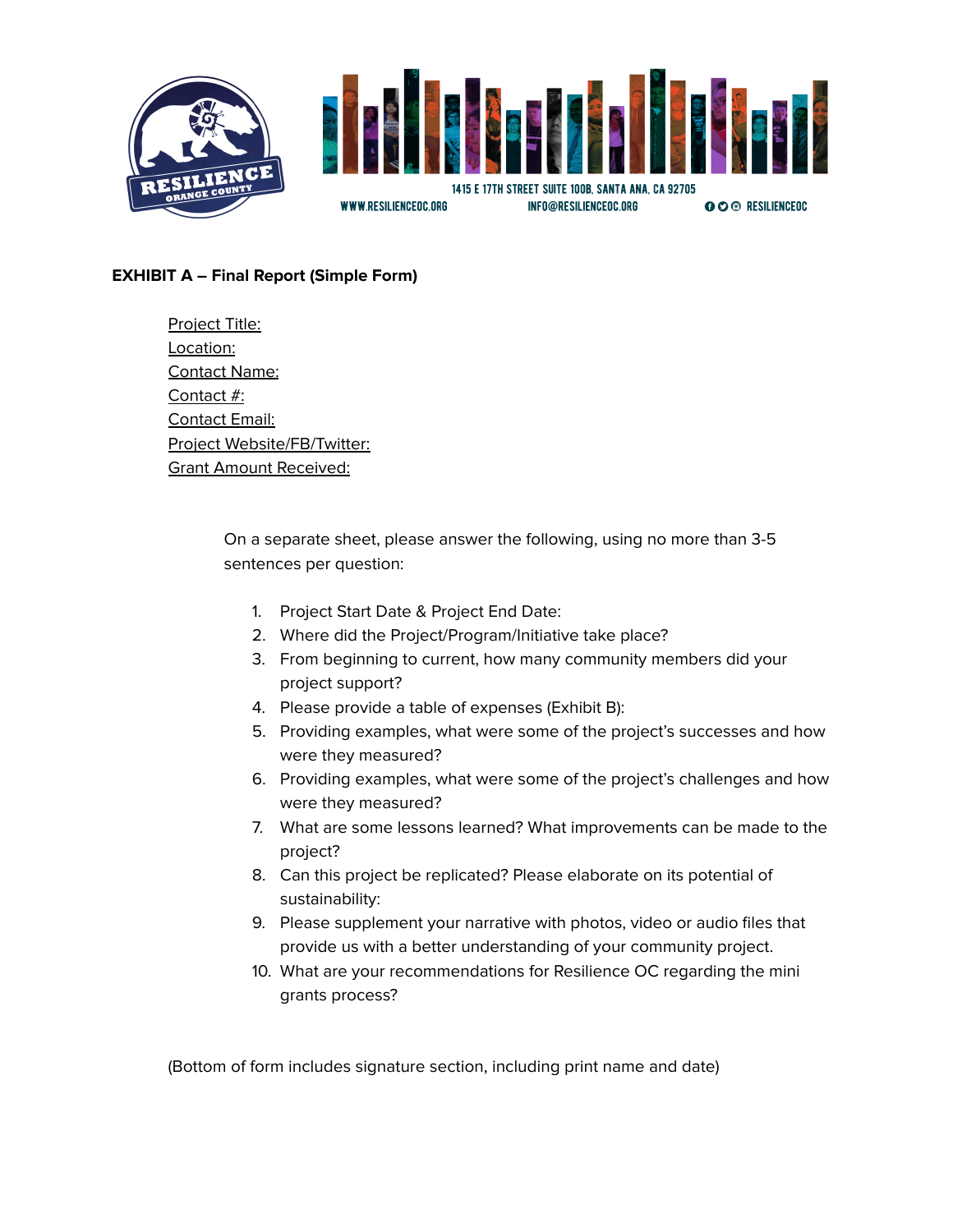1415 E 17TH STREET SUITE 100B, SANTA ANA, CA 92705

WWW.RESILIENCEOC.ORG INFO@RESILIENCEOC.ORG RESILIENCEOC

**EXHIBIT A – Final Report (Simple Form)**

Project Title:
Location:
Contact Name:
Contact #:
Contact Email:
Project Website/FB/Twitter:
Grant Amount Received:

On a separate sheet, please answer the following, using no more than 3-5 sentences per question:

1. Project Start Date & Project End Date:
2. Where did the Project/Program/Initiative take place?
3. From beginning to current, how many community members did your project support?
4. Please provide a table of expenses (Exhibit B):
5. Providing examples, what were some of the project's successes and how were they measured?
6. Providing examples, what were some of the project's challenges and how were they measured?
7. What are some lessons learned? What improvements can be made to the project?
8. Can this project be replicated? Please elaborate on its potential of sustainability:
9. Please supplement your narrative with photos, video or audio files that provide us with a better understanding of your community project.
10. What are your recommendations for Resilience OC regarding the mini grants process?

(Bottom of form includes signature section, including print name and date)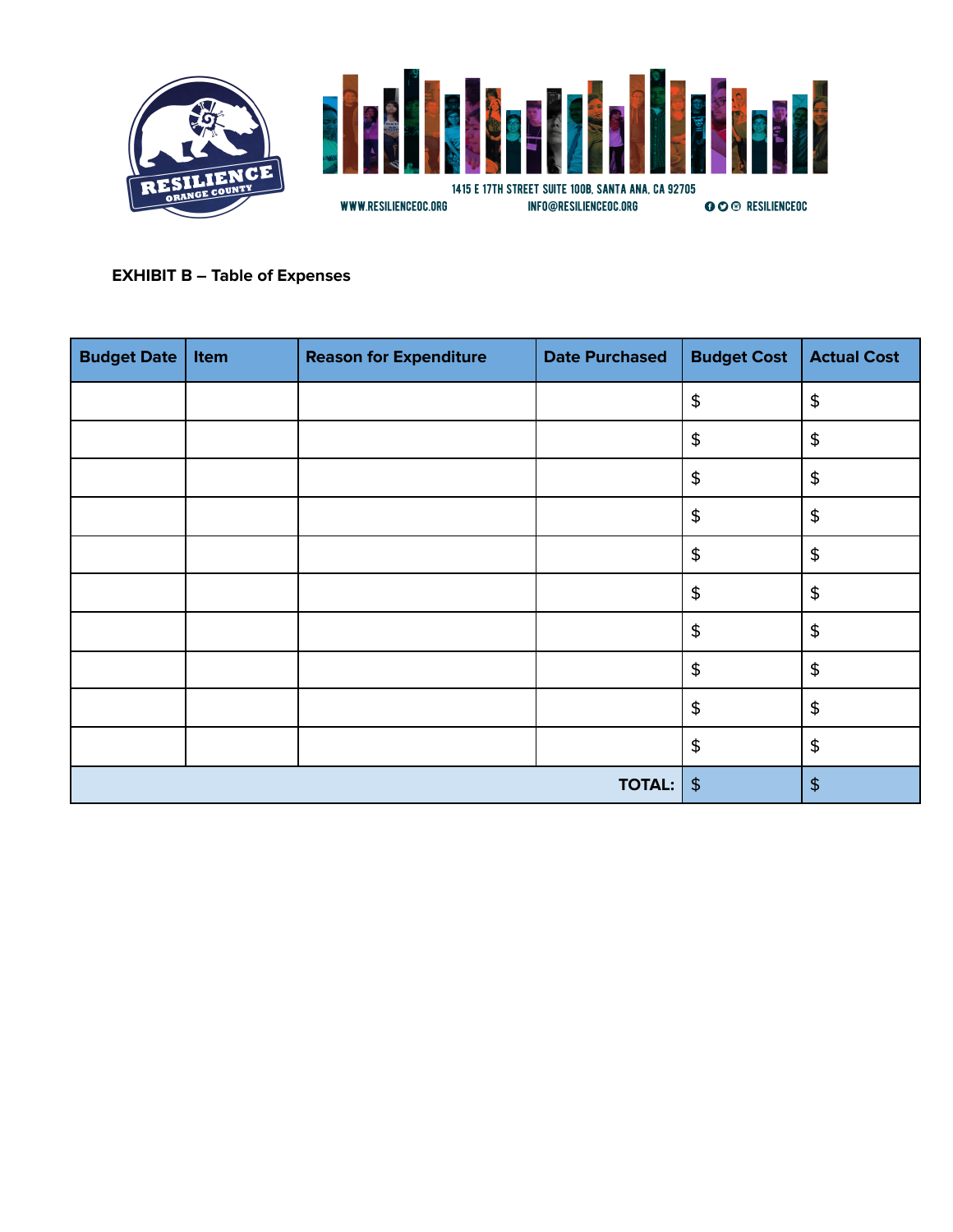RESILIENCE ORANGE COUNTY

1415 E 17TH STREET SUITE 100B, SANTA ANA, CA 92705

WWW.RESILIENCEOC.ORG INFO@RESILIENCEOC.ORG RESILIENCEOC

**EXHIBIT B – Table of Expenses**

| Budget Date | Item | Reason for Expenditure | Date Purchased | Budget Cost | Actual Cost |
|---|---|---|---|---|---|
| | | | | $ | $ |
| | | | | $ | $ |
| | | | | $ | $ |
| | | | | $ | $ |
| | | | | $ | $ |
| | | | | $ | $ |
| | | | | $ | $ |
| | | | | $ | $ |
| | | | | $ | $ |
| | | | | $ | $ |
| | | | **TOTAL:** | $ | $ |